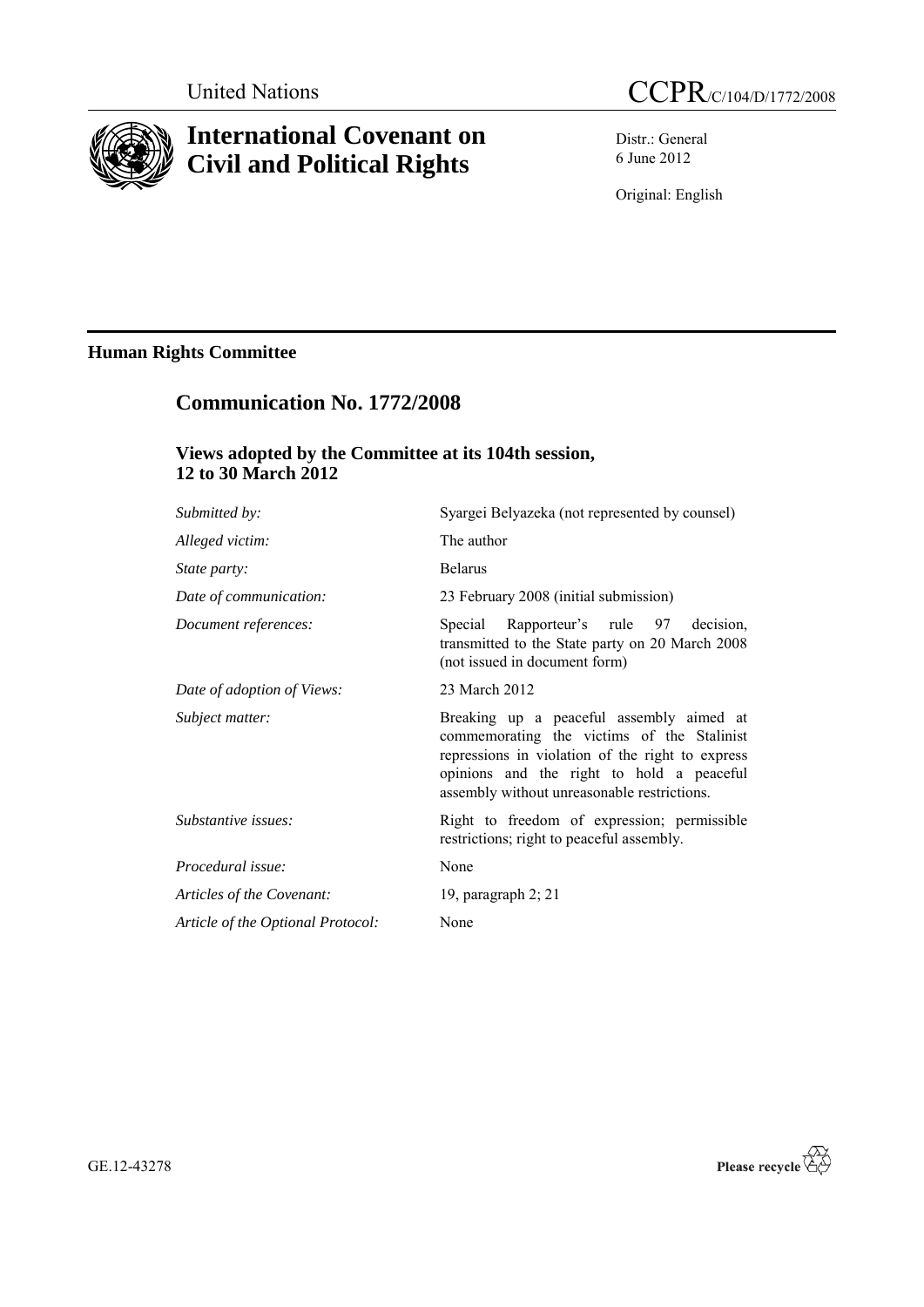United Nations

CCPR/C/104/D/1772/2008

# International Covenant on Civil and Political Rights

Distr.: General
6 June 2012

Original: English

## Human Rights Committee

## Communication No. 1772/2008

### Views adopted by the Committee at its 104th session, 12 to 30 March 2012

| | |
|---|---|
| *Submitted by:* | Syargei Belyazeka (not represented by counsel) |
| *Alleged victim:* | The author |
| *State party:* | Belarus |
| *Date of communication:* | 23 February 2008 (initial submission) |
| *Document references:* | Special Rapporteur's rule 97 decision, transmitted to the State party on 20 March 2008 (not issued in document form) |
| *Date of adoption of Views:* | 23 March 2012 |
| *Subject matter:* | Breaking up a peaceful assembly aimed at commemorating the victims of the Stalinist repressions in violation of the right to express opinions and the right to hold a peaceful assembly without unreasonable restrictions. |
| *Substantive issues:* | Right to freedom of expression; permissible restrictions; right to peaceful assembly. |
| *Procedural issue:* | None |
| *Articles of the Covenant:* | 19, paragraph 2; 21 |
| *Article of the Optional Protocol:* | None |

GE.12-43278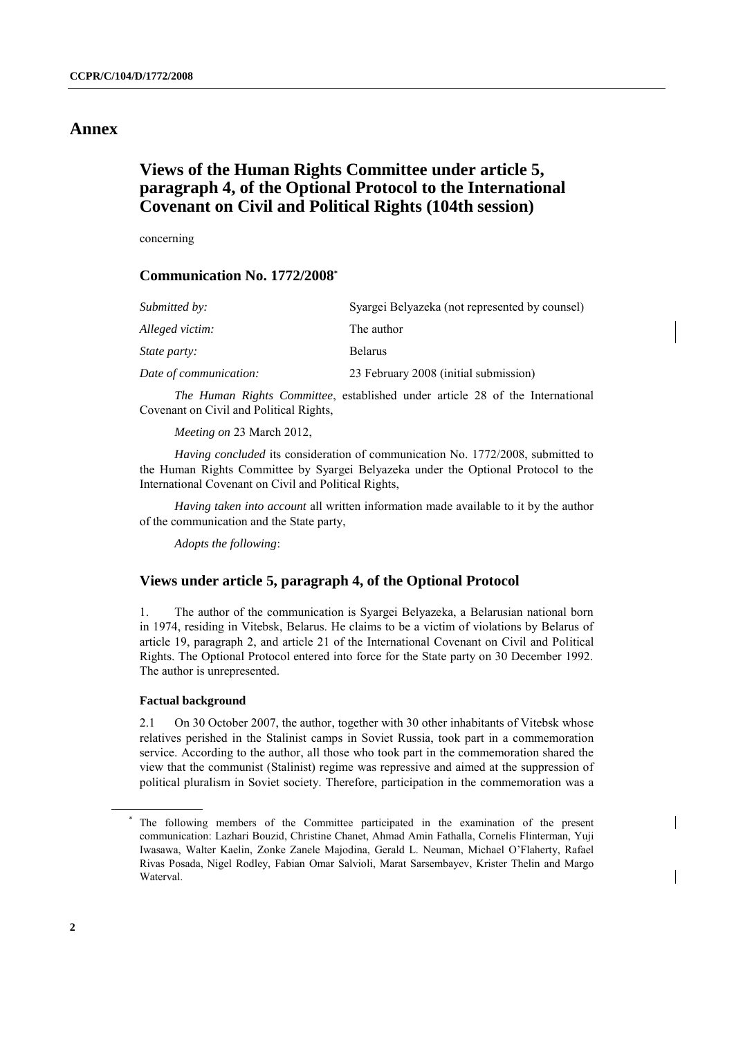# Annex

## Views of the Human Rights Committee under article 5, paragraph 4, of the Optional Protocol to the International Covenant on Civil and Political Rights (104th session)

concerning

### Communication No. 1772/2008*

| | |
|---|---|
| *Submitted by:* | Syargei Belyazeka (not represented by counsel) |
| *Alleged victim:* | The author |
| *State party:* | Belarus |
| *Date of communication:* | 23 February 2008 (initial submission) |

*The Human Rights Committee*, established under article 28 of the International Covenant on Civil and Political Rights,

*Meeting on* 23 March 2012,

*Having concluded* its consideration of communication No. 1772/2008, submitted to the Human Rights Committee by Syargei Belyazeka under the Optional Protocol to the International Covenant on Civil and Political Rights,

*Having taken into account* all written information made available to it by the author of the communication and the State party,

*Adopts the following*:

## Views under article 5, paragraph 4, of the Optional Protocol

1. The author of the communication is Syargei Belyazeka, a Belarusian national born in 1974, residing in Vitebsk, Belarus. He claims to be a victim of violations by Belarus of article 19, paragraph 2, and article 21 of the International Covenant on Civil and Political Rights. The Optional Protocol entered into force for the State party on 30 December 1992. The author is unrepresented.

### Factual background

2.1 On 30 October 2007, the author, together with 30 other inhabitants of Vitebsk whose relatives perished in the Stalinist camps in Soviet Russia, took part in a commemoration service. According to the author, all those who took part in the commemoration shared the view that the communist (Stalinist) regime was repressive and aimed at the suppression of political pluralism in Soviet society. Therefore, participation in the commemoration was a

* The following members of the Committee participated in the examination of the present communication: Lazhari Bouzid, Christine Chanet, Ahmad Amin Fathalla, Cornelis Flinterman, Yuji Iwasawa, Walter Kaelin, Zonke Zanele Majodina, Gerald L. Neuman, Michael O'Flaherty, Rafael Rivas Posada, Nigel Rodley, Fabian Omar Salvioli, Marat Sarsembayev, Krister Thelin and Margo Waterval.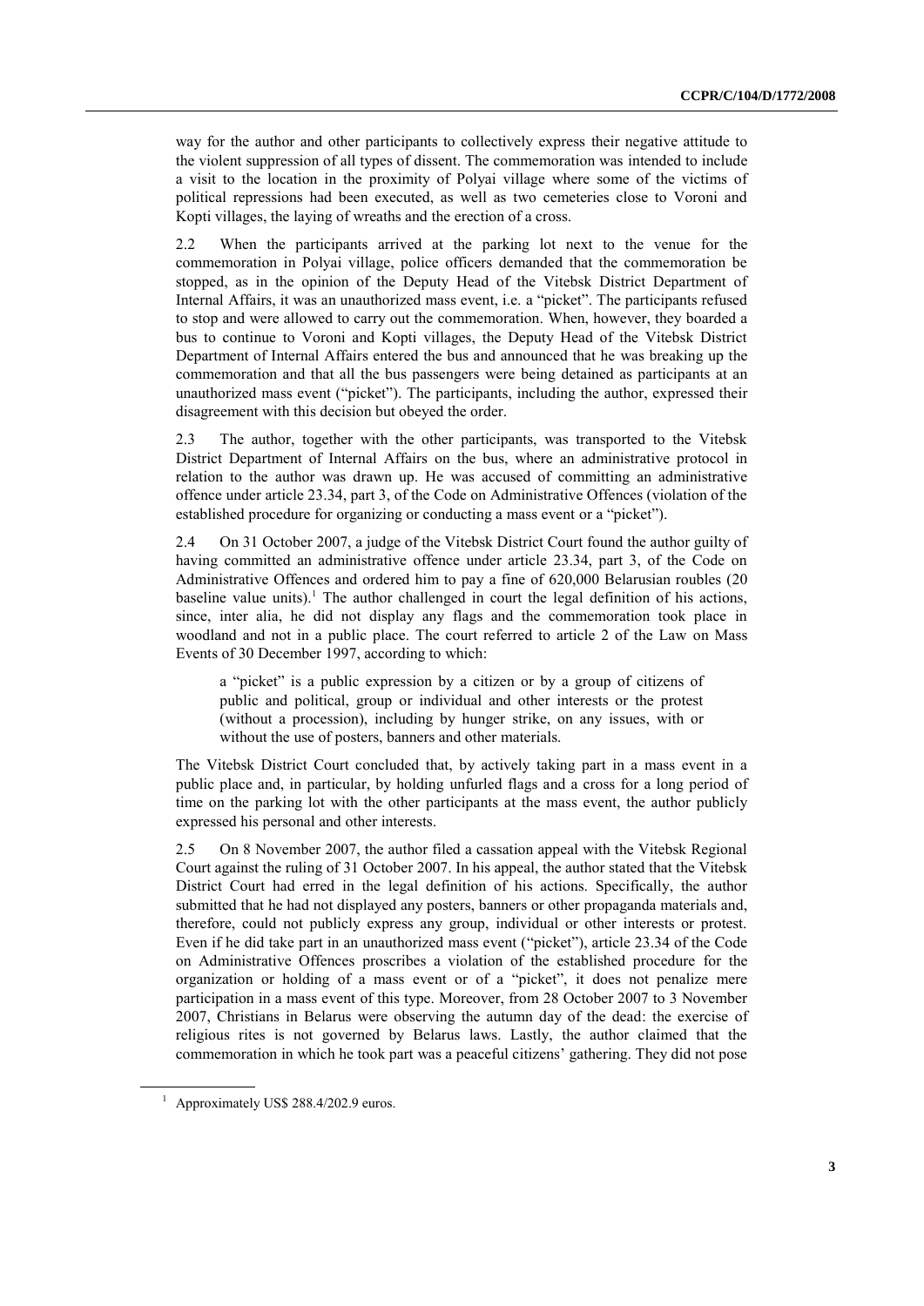way for the author and other participants to collectively express their negative attitude to the violent suppression of all types of dissent. The commemoration was intended to include a visit to the location in the proximity of Polyai village where some of the victims of political repressions had been executed, as well as two cemeteries close to Voroni and Kopti villages, the laying of wreaths and the erection of a cross.

2.2 When the participants arrived at the parking lot next to the venue for the commemoration in Polyai village, police officers demanded that the commemoration be stopped, as in the opinion of the Deputy Head of the Vitebsk District Department of Internal Affairs, it was an unauthorized mass event, i.e. a "picket". The participants refused to stop and were allowed to carry out the commemoration. When, however, they boarded a bus to continue to Voroni and Kopti villages, the Deputy Head of the Vitebsk District Department of Internal Affairs entered the bus and announced that he was breaking up the commemoration and that all the bus passengers were being detained as participants at an unauthorized mass event ("picket"). The participants, including the author, expressed their disagreement with this decision but obeyed the order.

2.3 The author, together with the other participants, was transported to the Vitebsk District Department of Internal Affairs on the bus, where an administrative protocol in relation to the author was drawn up. He was accused of committing an administrative offence under article 23.34, part 3, of the Code on Administrative Offences (violation of the established procedure for organizing or conducting a mass event or a "picket").

2.4 On 31 October 2007, a judge of the Vitebsk District Court found the author guilty of having committed an administrative offence under article 23.34, part 3, of the Code on Administrative Offences and ordered him to pay a fine of 620,000 Belarusian roubles (20 baseline value units).[1] The author challenged in court the legal definition of his actions, since, inter alia, he did not display any flags and the commemoration took place in woodland and not in a public place. The court referred to article 2 of the Law on Mass Events of 30 December 1997, according to which:

> a "picket" is a public expression by a citizen or by a group of citizens of public and political, group or individual and other interests or the protest (without a procession), including by hunger strike, on any issues, with or without the use of posters, banners and other materials.

The Vitebsk District Court concluded that, by actively taking part in a mass event in a public place and, in particular, by holding unfurled flags and a cross for a long period of time on the parking lot with the other participants at the mass event, the author publicly expressed his personal and other interests.

2.5 On 8 November 2007, the author filed a cassation appeal with the Vitebsk Regional Court against the ruling of 31 October 2007. In his appeal, the author stated that the Vitebsk District Court had erred in the legal definition of his actions. Specifically, the author submitted that he had not displayed any posters, banners or other propaganda materials and, therefore, could not publicly express any group, individual or other interests or protest. Even if he did take part in an unauthorized mass event ("picket"), article 23.34 of the Code on Administrative Offences proscribes a violation of the established procedure for the organization or holding of a mass event or of a "picket", it does not penalize mere participation in a mass event of this type. Moreover, from 28 October 2007 to 3 November 2007, Christians in Belarus were observing the autumn day of the dead: the exercise of religious rites is not governed by Belarus laws. Lastly, the author claimed that the commemoration in which he took part was a peaceful citizens' gathering. They did not pose

[1] Approximately US$ 288.4/202.9 euros.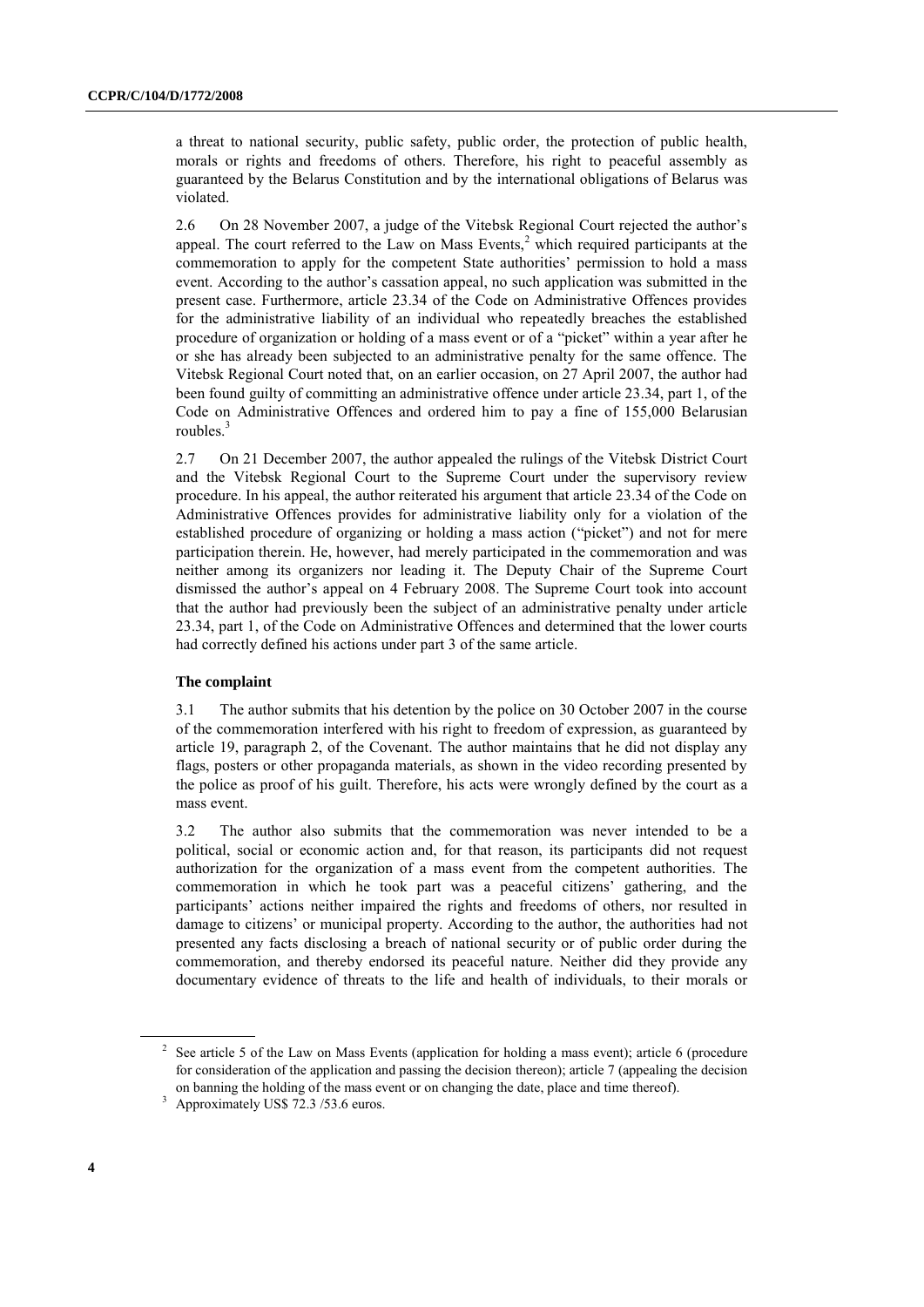a threat to national security, public safety, public order, the protection of public health, morals or rights and freedoms of others. Therefore, his right to peaceful assembly as guaranteed by the Belarus Constitution and by the international obligations of Belarus was violated.

2.6 On 28 November 2007, a judge of the Vitebsk Regional Court rejected the author's appeal. The court referred to the Law on Mass Events,[2] which required participants at the commemoration to apply for the competent State authorities' permission to hold a mass event. According to the author's cassation appeal, no such application was submitted in the present case. Furthermore, article 23.34 of the Code on Administrative Offences provides for the administrative liability of an individual who repeatedly breaches the established procedure of organization or holding of a mass event or of a "picket" within a year after he or she has already been subjected to an administrative penalty for the same offence. The Vitebsk Regional Court noted that, on an earlier occasion, on 27 April 2007, the author had been found guilty of committing an administrative offence under article 23.34, part 1, of the Code on Administrative Offences and ordered him to pay a fine of 155,000 Belarusian roubles.[3]

2.7 On 21 December 2007, the author appealed the rulings of the Vitebsk District Court and the Vitebsk Regional Court to the Supreme Court under the supervisory review procedure. In his appeal, the author reiterated his argument that article 23.34 of the Code on Administrative Offences provides for administrative liability only for a violation of the established procedure of organizing or holding a mass action ("picket") and not for mere participation therein. He, however, had merely participated in the commemoration and was neither among its organizers nor leading it. The Deputy Chair of the Supreme Court dismissed the author's appeal on 4 February 2008. The Supreme Court took into account that the author had previously been the subject of an administrative penalty under article 23.34, part 1, of the Code on Administrative Offences and determined that the lower courts had correctly defined his actions under part 3 of the same article.

### The complaint

3.1 The author submits that his detention by the police on 30 October 2007 in the course of the commemoration interfered with his right to freedom of expression, as guaranteed by article 19, paragraph 2, of the Covenant. The author maintains that he did not display any flags, posters or other propaganda materials, as shown in the video recording presented by the police as proof of his guilt. Therefore, his acts were wrongly defined by the court as a mass event.

3.2 The author also submits that the commemoration was never intended to be a political, social or economic action and, for that reason, its participants did not request authorization for the organization of a mass event from the competent authorities. The commemoration in which he took part was a peaceful citizens' gathering, and the participants' actions neither impaired the rights and freedoms of others, nor resulted in damage to citizens' or municipal property. According to the author, the authorities had not presented any facts disclosing a breach of national security or of public order during the commemoration, and thereby endorsed its peaceful nature. Neither did they provide any documentary evidence of threats to the life and health of individuals, to their morals or

---

[2] See article 5 of the Law on Mass Events (application for holding a mass event); article 6 (procedure for consideration of the application and passing the decision thereon); article 7 (appealing the decision on banning the holding of the mass event or on changing the date, place and time thereof).

[3] Approximately US$ 72.3 /53.6 euros.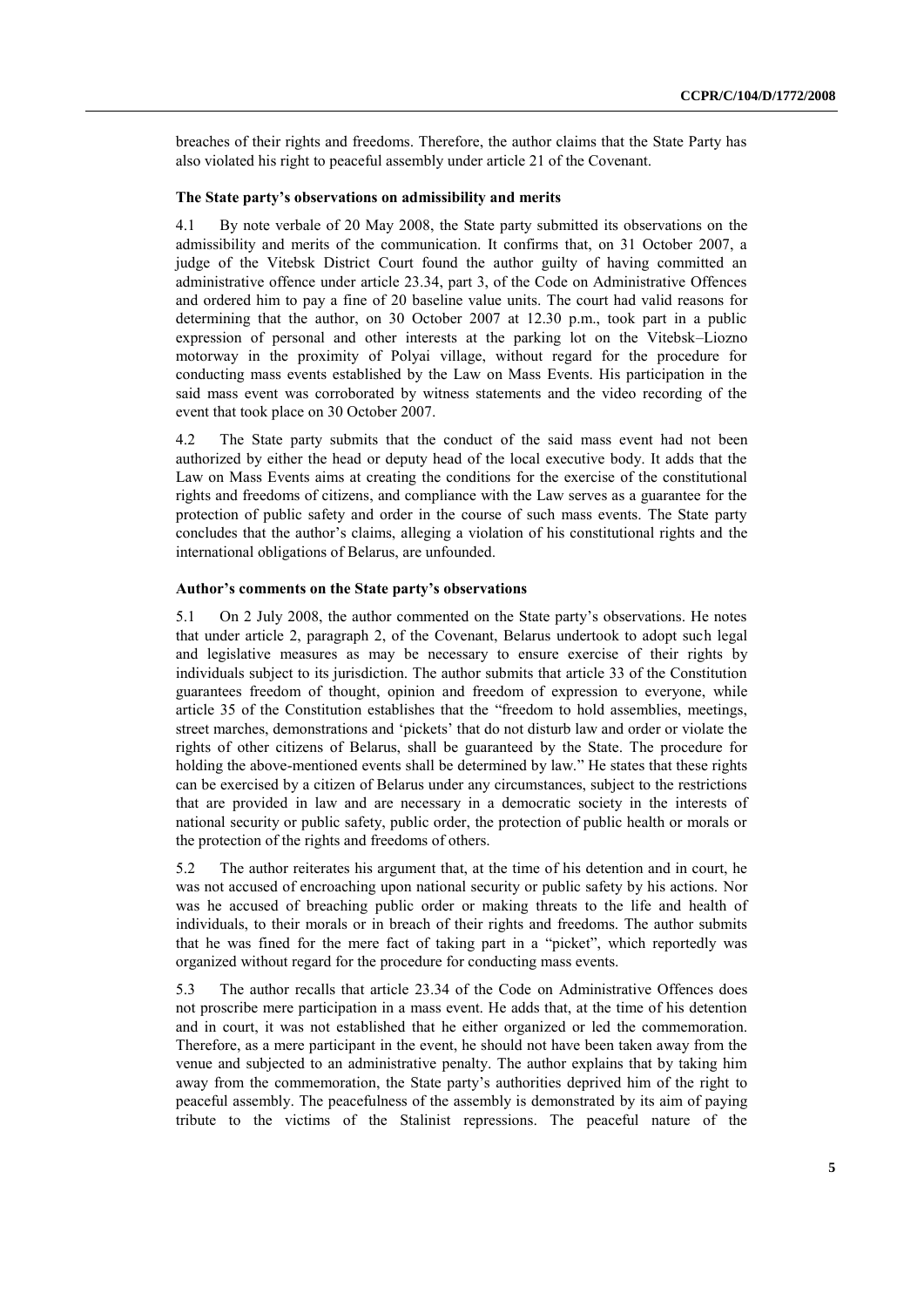breaches of their rights and freedoms. Therefore, the author claims that the State Party has also violated his right to peaceful assembly under article 21 of the Covenant.

### The State party's observations on admissibility and merits

4.1 By note verbale of 20 May 2008, the State party submitted its observations on the admissibility and merits of the communication. It confirms that, on 31 October 2007, a judge of the Vitebsk District Court found the author guilty of having committed an administrative offence under article 23.34, part 3, of the Code on Administrative Offences and ordered him to pay a fine of 20 baseline value units. The court had valid reasons for determining that the author, on 30 October 2007 at 12.30 p.m., took part in a public expression of personal and other interests at the parking lot on the Vitebsk–Liozno motorway in the proximity of Polyai village, without regard for the procedure for conducting mass events established by the Law on Mass Events. His participation in the said mass event was corroborated by witness statements and the video recording of the event that took place on 30 October 2007.

4.2 The State party submits that the conduct of the said mass event had not been authorized by either the head or deputy head of the local executive body. It adds that the Law on Mass Events aims at creating the conditions for the exercise of the constitutional rights and freedoms of citizens, and compliance with the Law serves as a guarantee for the protection of public safety and order in the course of such mass events. The State party concludes that the author's claims, alleging a violation of his constitutional rights and the international obligations of Belarus, are unfounded.

### Author's comments on the State party's observations

5.1 On 2 July 2008, the author commented on the State party's observations. He notes that under article 2, paragraph 2, of the Covenant, Belarus undertook to adopt such legal and legislative measures as may be necessary to ensure exercise of their rights by individuals subject to its jurisdiction. The author submits that article 33 of the Constitution guarantees freedom of thought, opinion and freedom of expression to everyone, while article 35 of the Constitution establishes that the "freedom to hold assemblies, meetings, street marches, demonstrations and 'pickets' that do not disturb law and order or violate the rights of other citizens of Belarus, shall be guaranteed by the State. The procedure for holding the above-mentioned events shall be determined by law." He states that these rights can be exercised by a citizen of Belarus under any circumstances, subject to the restrictions that are provided in law and are necessary in a democratic society in the interests of national security or public safety, public order, the protection of public health or morals or the protection of the rights and freedoms of others.

5.2 The author reiterates his argument that, at the time of his detention and in court, he was not accused of encroaching upon national security or public safety by his actions. Nor was he accused of breaching public order or making threats to the life and health of individuals, to their morals or in breach of their rights and freedoms. The author submits that he was fined for the mere fact of taking part in a "picket", which reportedly was organized without regard for the procedure for conducting mass events.

5.3 The author recalls that article 23.34 of the Code on Administrative Offences does not proscribe mere participation in a mass event. He adds that, at the time of his detention and in court, it was not established that he either organized or led the commemoration. Therefore, as a mere participant in the event, he should not have been taken away from the venue and subjected to an administrative penalty. The author explains that by taking him away from the commemoration, the State party's authorities deprived him of the right to peaceful assembly. The peacefulness of the assembly is demonstrated by its aim of paying tribute to the victims of the Stalinist repressions. The peaceful nature of the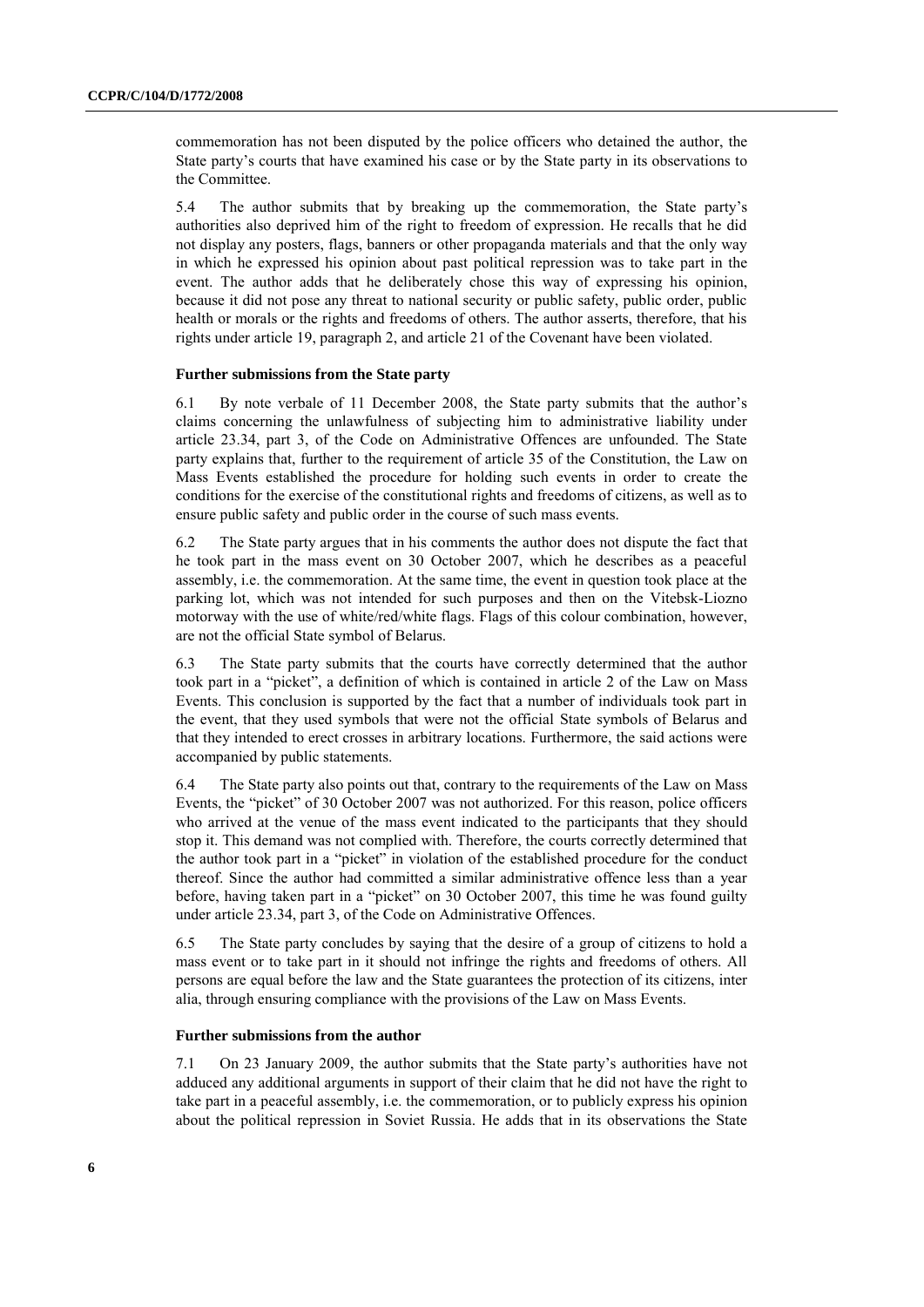commemoration has not been disputed by the police officers who detained the author, the State party's courts that have examined his case or by the State party in its observations to the Committee.

5.4 The author submits that by breaking up the commemoration, the State party's authorities also deprived him of the right to freedom of expression. He recalls that he did not display any posters, flags, banners or other propaganda materials and that the only way in which he expressed his opinion about past political repression was to take part in the event. The author adds that he deliberately chose this way of expressing his opinion, because it did not pose any threat to national security or public safety, public order, public health or morals or the rights and freedoms of others. The author asserts, therefore, that his rights under article 19, paragraph 2, and article 21 of the Covenant have been violated.

### Further submissions from the State party

6.1 By note verbale of 11 December 2008, the State party submits that the author's claims concerning the unlawfulness of subjecting him to administrative liability under article 23.34, part 3, of the Code on Administrative Offences are unfounded. The State party explains that, further to the requirement of article 35 of the Constitution, the Law on Mass Events established the procedure for holding such events in order to create the conditions for the exercise of the constitutional rights and freedoms of citizens, as well as to ensure public safety and public order in the course of such mass events.

6.2 The State party argues that in his comments the author does not dispute the fact that he took part in the mass event on 30 October 2007, which he describes as a peaceful assembly, i.e. the commemoration. At the same time, the event in question took place at the parking lot, which was not intended for such purposes and then on the Vitebsk-Liozno motorway with the use of white/red/white flags. Flags of this colour combination, however, are not the official State symbol of Belarus.

6.3 The State party submits that the courts have correctly determined that the author took part in a "picket", a definition of which is contained in article 2 of the Law on Mass Events. This conclusion is supported by the fact that a number of individuals took part in the event, that they used symbols that were not the official State symbols of Belarus and that they intended to erect crosses in arbitrary locations. Furthermore, the said actions were accompanied by public statements.

6.4 The State party also points out that, contrary to the requirements of the Law on Mass Events, the "picket" of 30 October 2007 was not authorized. For this reason, police officers who arrived at the venue of the mass event indicated to the participants that they should stop it. This demand was not complied with. Therefore, the courts correctly determined that the author took part in a "picket" in violation of the established procedure for the conduct thereof. Since the author had committed a similar administrative offence less than a year before, having taken part in a "picket" on 30 October 2007, this time he was found guilty under article 23.34, part 3, of the Code on Administrative Offences.

6.5 The State party concludes by saying that the desire of a group of citizens to hold a mass event or to take part in it should not infringe the rights and freedoms of others. All persons are equal before the law and the State guarantees the protection of its citizens, inter alia, through ensuring compliance with the provisions of the Law on Mass Events.

### Further submissions from the author

7.1 On 23 January 2009, the author submits that the State party's authorities have not adduced any additional arguments in support of their claim that he did not have the right to take part in a peaceful assembly, i.e. the commemoration, or to publicly express his opinion about the political repression in Soviet Russia. He adds that in its observations the State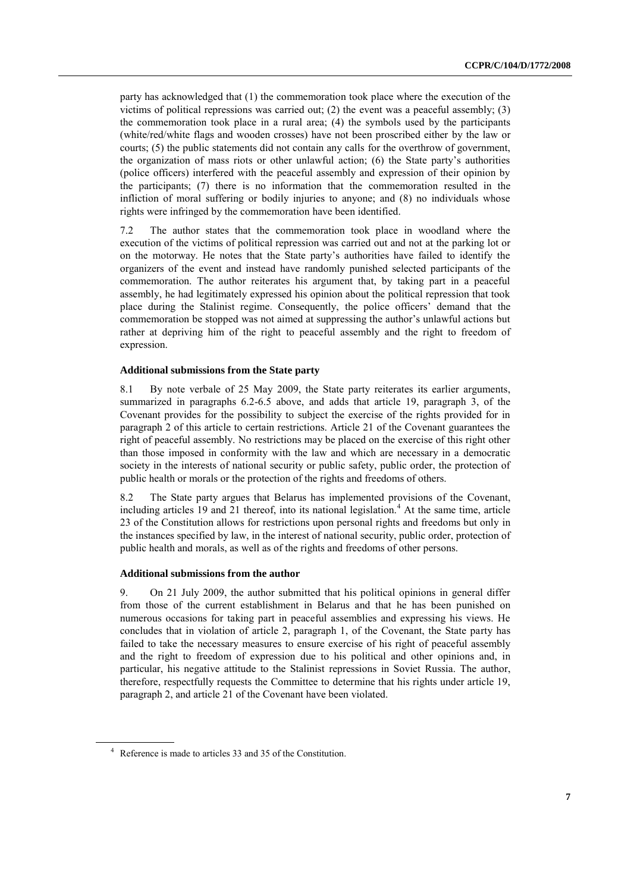party has acknowledged that (1) the commemoration took place where the execution of the victims of political repressions was carried out; (2) the event was a peaceful assembly; (3) the commemoration took place in a rural area; (4) the symbols used by the participants (white/red/white flags and wooden crosses) have not been proscribed either by the law or courts; (5) the public statements did not contain any calls for the overthrow of government, the organization of mass riots or other unlawful action; (6) the State party's authorities (police officers) interfered with the peaceful assembly and expression of their opinion by the participants; (7) there is no information that the commemoration resulted in the infliction of moral suffering or bodily injuries to anyone; and (8) no individuals whose rights were infringed by the commemoration have been identified.

7.2 The author states that the commemoration took place in woodland where the execution of the victims of political repression was carried out and not at the parking lot or on the motorway. He notes that the State party's authorities have failed to identify the organizers of the event and instead have randomly punished selected participants of the commemoration. The author reiterates his argument that, by taking part in a peaceful assembly, he had legitimately expressed his opinion about the political repression that took place during the Stalinist regime. Consequently, the police officers' demand that the commemoration be stopped was not aimed at suppressing the author's unlawful actions but rather at depriving him of the right to peaceful assembly and the right to freedom of expression.

### Additional submissions from the State party

8.1 By note verbale of 25 May 2009, the State party reiterates its earlier arguments, summarized in paragraphs 6.2-6.5 above, and adds that article 19, paragraph 3, of the Covenant provides for the possibility to subject the exercise of the rights provided for in paragraph 2 of this article to certain restrictions. Article 21 of the Covenant guarantees the right of peaceful assembly. No restrictions may be placed on the exercise of this right other than those imposed in conformity with the law and which are necessary in a democratic society in the interests of national security or public safety, public order, the protection of public health or morals or the protection of the rights and freedoms of others.

8.2 The State party argues that Belarus has implemented provisions of the Covenant, including articles 19 and 21 thereof, into its national legislation.[4] At the same time, article 23 of the Constitution allows for restrictions upon personal rights and freedoms but only in the instances specified by law, in the interest of national security, public order, protection of public health and morals, as well as of the rights and freedoms of other persons.

### Additional submissions from the author

9. On 21 July 2009, the author submitted that his political opinions in general differ from those of the current establishment in Belarus and that he has been punished on numerous occasions for taking part in peaceful assemblies and expressing his views. He concludes that in violation of article 2, paragraph 1, of the Covenant, the State party has failed to take the necessary measures to ensure exercise of his right of peaceful assembly and the right to freedom of expression due to his political and other opinions and, in particular, his negative attitude to the Stalinist repressions in Soviet Russia. The author, therefore, respectfully requests the Committee to determine that his rights under article 19, paragraph 2, and article 21 of the Covenant have been violated.

[4] Reference is made to articles 33 and 35 of the Constitution.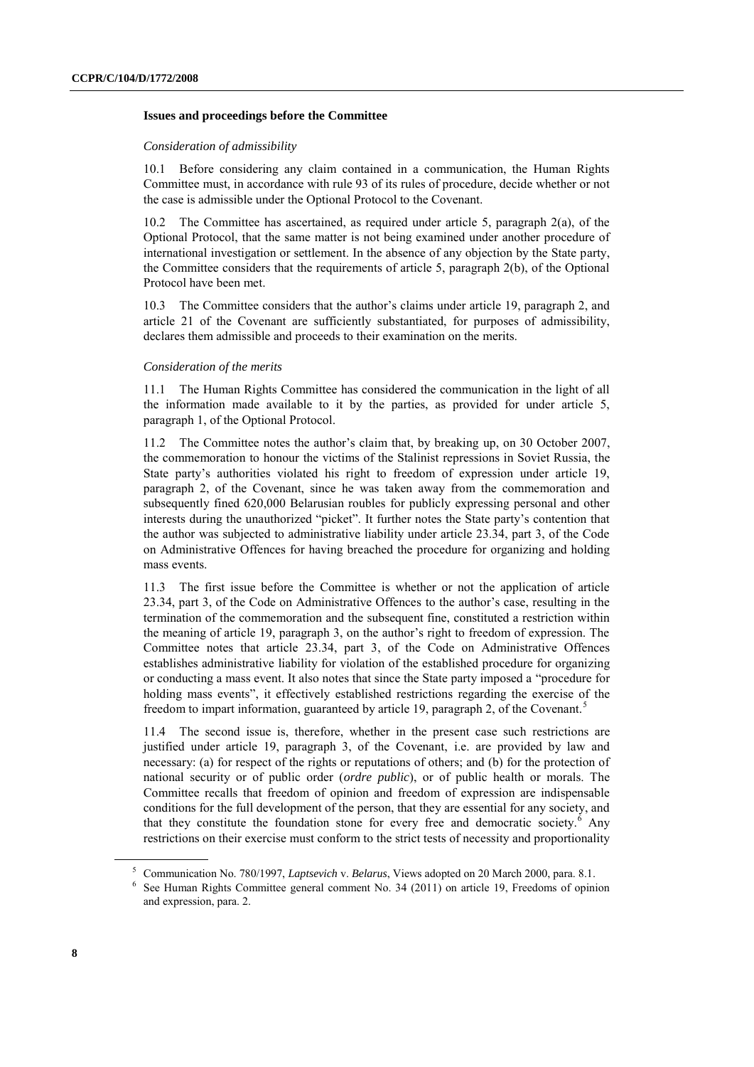### Issues and proceedings before the Committee

*Consideration of admissibility*

10.1 Before considering any claim contained in a communication, the Human Rights Committee must, in accordance with rule 93 of its rules of procedure, decide whether or not the case is admissible under the Optional Protocol to the Covenant.

10.2 The Committee has ascertained, as required under article 5, paragraph 2(a), of the Optional Protocol, that the same matter is not being examined under another procedure of international investigation or settlement. In the absence of any objection by the State party, the Committee considers that the requirements of article 5, paragraph 2(b), of the Optional Protocol have been met.

10.3 The Committee considers that the author's claims under article 19, paragraph 2, and article 21 of the Covenant are sufficiently substantiated, for purposes of admissibility, declares them admissible and proceeds to their examination on the merits.

*Consideration of the merits*

11.1 The Human Rights Committee has considered the communication in the light of all the information made available to it by the parties, as provided for under article 5, paragraph 1, of the Optional Protocol.

11.2 The Committee notes the author's claim that, by breaking up, on 30 October 2007, the commemoration to honour the victims of the Stalinist repressions in Soviet Russia, the State party's authorities violated his right to freedom of expression under article 19, paragraph 2, of the Covenant, since he was taken away from the commemoration and subsequently fined 620,000 Belarusian roubles for publicly expressing personal and other interests during the unauthorized "picket". It further notes the State party's contention that the author was subjected to administrative liability under article 23.34, part 3, of the Code on Administrative Offences for having breached the procedure for organizing and holding mass events.

11.3 The first issue before the Committee is whether or not the application of article 23.34, part 3, of the Code on Administrative Offences to the author's case, resulting in the termination of the commemoration and the subsequent fine, constituted a restriction within the meaning of article 19, paragraph 3, on the author's right to freedom of expression. The Committee notes that article 23.34, part 3, of the Code on Administrative Offences establishes administrative liability for violation of the established procedure for organizing or conducting a mass event. It also notes that since the State party imposed a "procedure for holding mass events", it effectively established restrictions regarding the exercise of the freedom to impart information, guaranteed by article 19, paragraph 2, of the Covenant.[5]

11.4 The second issue is, therefore, whether in the present case such restrictions are justified under article 19, paragraph 3, of the Covenant, i.e. are provided by law and necessary: (a) for respect of the rights or reputations of others; and (b) for the protection of national security or of public order (*ordre public*), or of public health or morals. The Committee recalls that freedom of opinion and freedom of expression are indispensable conditions for the full development of the person, that they are essential for any society, and that they constitute the foundation stone for every free and democratic society.[6] Any restrictions on their exercise must conform to the strict tests of necessity and proportionality

---

[5] Communication No. 780/1997, *Laptsevich* v. *Belarus*, Views adopted on 20 March 2000, para. 8.1.

[6] See Human Rights Committee general comment No. 34 (2011) on article 19, Freedoms of opinion and expression, para. 2.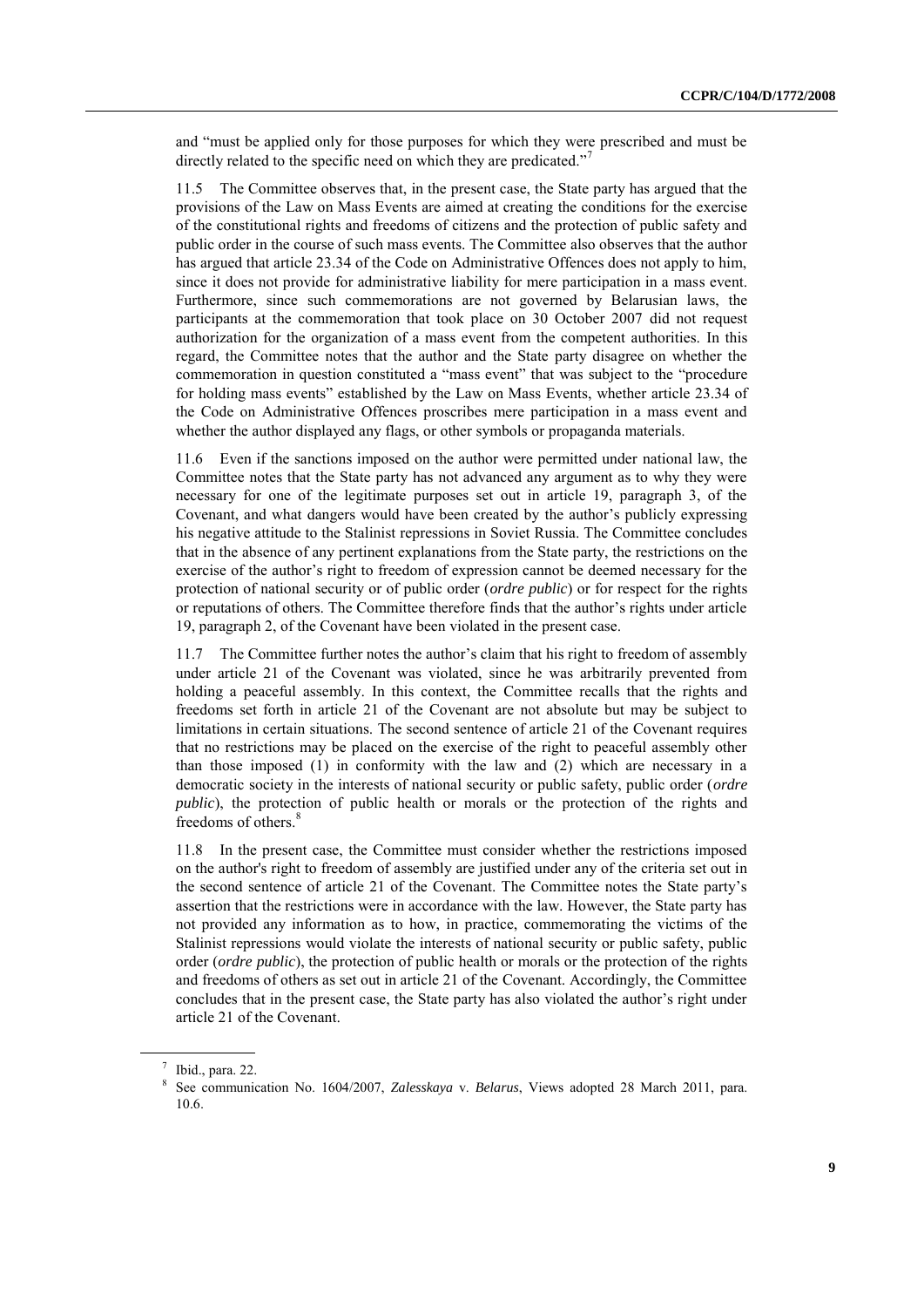and "must be applied only for those purposes for which they were prescribed and must be directly related to the specific need on which they are predicated."[7]

11.5 The Committee observes that, in the present case, the State party has argued that the provisions of the Law on Mass Events are aimed at creating the conditions for the exercise of the constitutional rights and freedoms of citizens and the protection of public safety and public order in the course of such mass events. The Committee also observes that the author has argued that article 23.34 of the Code on Administrative Offences does not apply to him, since it does not provide for administrative liability for mere participation in a mass event. Furthermore, since such commemorations are not governed by Belarusian laws, the participants at the commemoration that took place on 30 October 2007 did not request authorization for the organization of a mass event from the competent authorities. In this regard, the Committee notes that the author and the State party disagree on whether the commemoration in question constituted a "mass event" that was subject to the "procedure for holding mass events" established by the Law on Mass Events, whether article 23.34 of the Code on Administrative Offences proscribes mere participation in a mass event and whether the author displayed any flags, or other symbols or propaganda materials.

11.6 Even if the sanctions imposed on the author were permitted under national law, the Committee notes that the State party has not advanced any argument as to why they were necessary for one of the legitimate purposes set out in article 19, paragraph 3, of the Covenant, and what dangers would have been created by the author's publicly expressing his negative attitude to the Stalinist repressions in Soviet Russia. The Committee concludes that in the absence of any pertinent explanations from the State party, the restrictions on the exercise of the author's right to freedom of expression cannot be deemed necessary for the protection of national security or of public order (*ordre public*) or for respect for the rights or reputations of others. The Committee therefore finds that the author's rights under article 19, paragraph 2, of the Covenant have been violated in the present case.

11.7 The Committee further notes the author's claim that his right to freedom of assembly under article 21 of the Covenant was violated, since he was arbitrarily prevented from holding a peaceful assembly. In this context, the Committee recalls that the rights and freedoms set forth in article 21 of the Covenant are not absolute but may be subject to limitations in certain situations. The second sentence of article 21 of the Covenant requires that no restrictions may be placed on the exercise of the right to peaceful assembly other than those imposed (1) in conformity with the law and (2) which are necessary in a democratic society in the interests of national security or public safety, public order (*ordre public*), the protection of public health or morals or the protection of the rights and freedoms of others.[8]

11.8 In the present case, the Committee must consider whether the restrictions imposed on the author's right to freedom of assembly are justified under any of the criteria set out in the second sentence of article 21 of the Covenant. The Committee notes the State party's assertion that the restrictions were in accordance with the law. However, the State party has not provided any information as to how, in practice, commemorating the victims of the Stalinist repressions would violate the interests of national security or public safety, public order (*ordre public*), the protection of public health or morals or the protection of the rights and freedoms of others as set out in article 21 of the Covenant. Accordingly, the Committee concludes that in the present case, the State party has also violated the author's right under article 21 of the Covenant.

---

[7] Ibid., para. 22.

[8] See communication No. 1604/2007, *Zalesskaya* v. *Belarus*, Views adopted 28 March 2011, para. 10.6.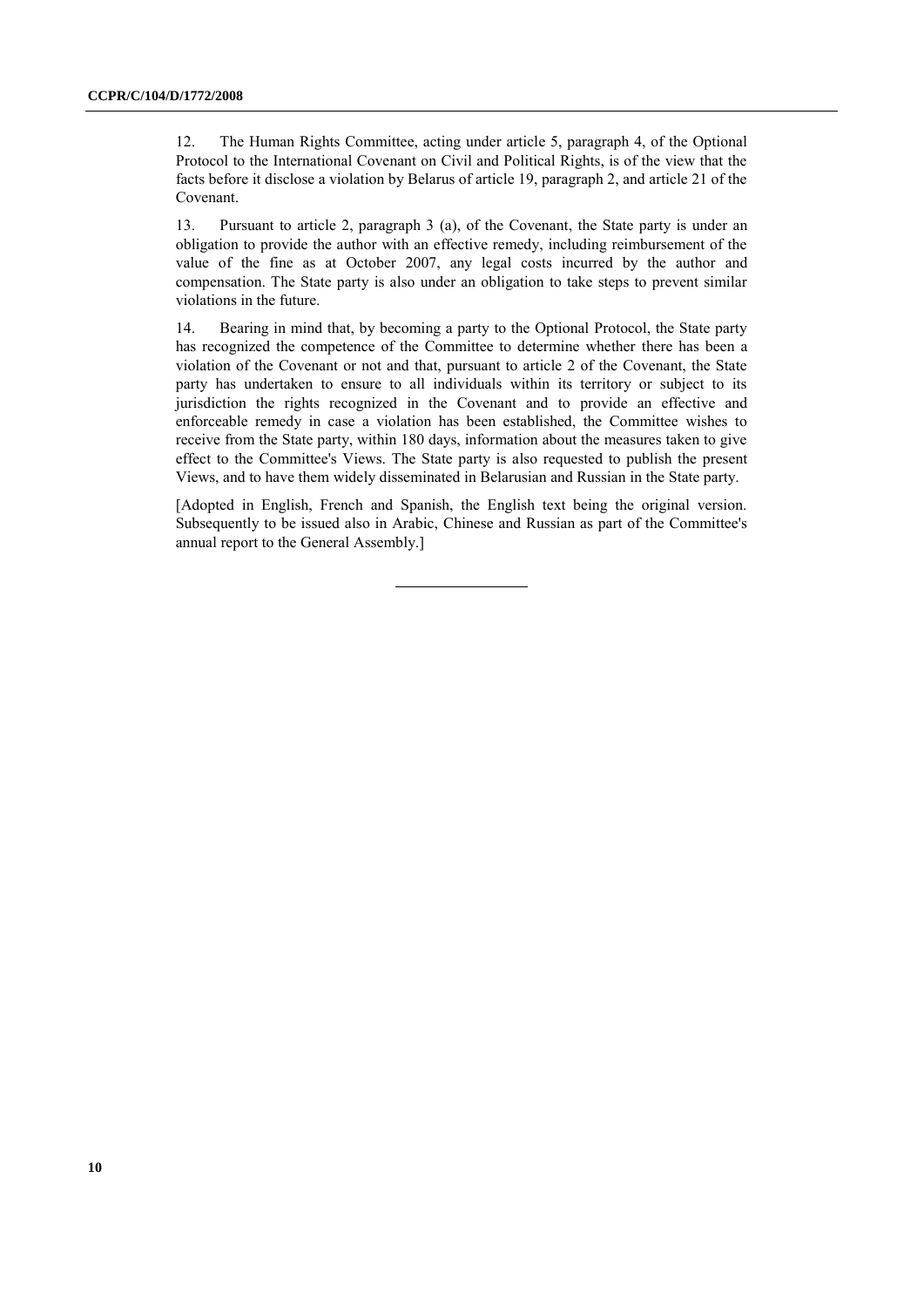12. The Human Rights Committee, acting under article 5, paragraph 4, of the Optional Protocol to the International Covenant on Civil and Political Rights, is of the view that the facts before it disclose a violation by Belarus of article 19, paragraph 2, and article 21 of the Covenant.

13. Pursuant to article 2, paragraph 3 (a), of the Covenant, the State party is under an obligation to provide the author with an effective remedy, including reimbursement of the value of the fine as at October 2007, any legal costs incurred by the author and compensation. The State party is also under an obligation to take steps to prevent similar violations in the future.

14. Bearing in mind that, by becoming a party to the Optional Protocol, the State party has recognized the competence of the Committee to determine whether there has been a violation of the Covenant or not and that, pursuant to article 2 of the Covenant, the State party has undertaken to ensure to all individuals within its territory or subject to its jurisdiction the rights recognized in the Covenant and to provide an effective and enforceable remedy in case a violation has been established, the Committee wishes to receive from the State party, within 180 days, information about the measures taken to give effect to the Committee's Views. The State party is also requested to publish the present Views, and to have them widely disseminated in Belarusian and Russian in the State party.

[Adopted in English, French and Spanish, the English text being the original version. Subsequently to be issued also in Arabic, Chinese and Russian as part of the Committee's annual report to the General Assembly.]